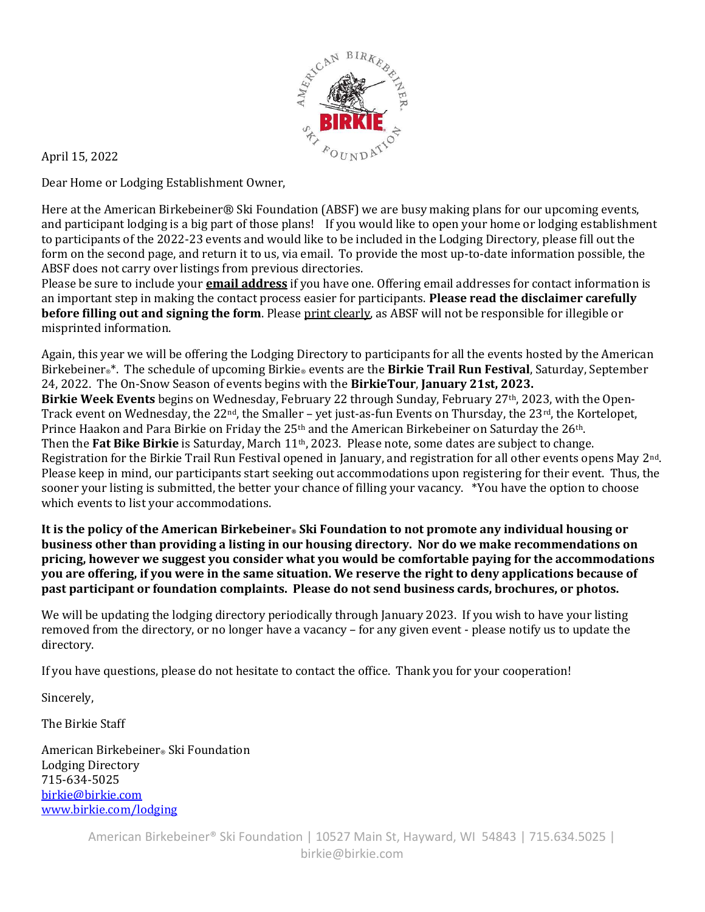April 15, 2022

Dear Home or Lodging Establishment Owner,

Here at the American Birkebeiner® Ski Foundation (ABSF) we are busy making plans for our upcoming events, and participant lodging is a big part of those plans! If you would like to open your home or lodging establishment to participants of the 2022-23 events and would like to be included in the Lodging Directory, please fill out the form on the second page, and return it to us, via email. To provide the most up-to-date information possible, the ABSF does not carry over listings from previous directories.

Please be sure to include your **email address** if you have one. Offering email addresses for contact information is an important step in making the contact process easier for participants. **Please read the disclaimer carefully before filling out and signing the form**. Please print clearly, as ABSF will not be responsible for illegible or misprinted information.

Again, this year we will be offering the Lodging Directory to participants for all the events hosted by the American Birkebeiner®*. The schedule of upcoming Birkie® events are the **Birkie Trail Run Festival**, Saturday, September 24, 2022. The On-Snow Season of events begins with the **BirkieTour**, **January 21st, 2023.**

**Birkie Week Events** begins on Wednesday, February 22 through Sunday, February 27th, 2023, with the Open-Track event on Wednesday, the 22nd, the Smaller – yet just-as-fun Events on Thursday, the 23rd, the Kortelopet, Prince Haakon and Para Birkie on Friday the 25th and the American Birkebeiner on Saturday the 26th.

Then the **Fat Bike Birkie** is Saturday, March 11th, 2023. Please note, some dates are subject to change. Registration for the Birkie Trail Run Festival opened in January, and registration for all other events opens May 2nd. Please keep in mind, our participants start seeking out accommodations upon registering for their event. Thus, the sooner your listing is submitted, the better your chance of filling your vacancy. *You have the option to choose which events to list your accommodations.

**It is the policy of the American Birkebeiner® Ski Foundation to not promote any individual housing or business other than providing a listing in our housing directory. Nor do we make recommendations on pricing, however we suggest you consider what you would be comfortable paying for the accommodations you are offering, if you were in the same situation. We reserve the right to deny applications because of past participant or foundation complaints. Please do not send business cards, brochures, or photos.**

We will be updating the lodging directory periodically through January 2023. If you wish to have your listing removed from the directory, or no longer have a vacancy – for any given event - please notify us to update the directory.

If you have questions, please do not hesitate to contact the office. Thank you for your cooperation!

Sincerely,

The Birkie Staff

American Birkebeiner® Ski Foundation
Lodging Directory
715-634-5025
birkie@birkie.com
www.birkie.com/lodging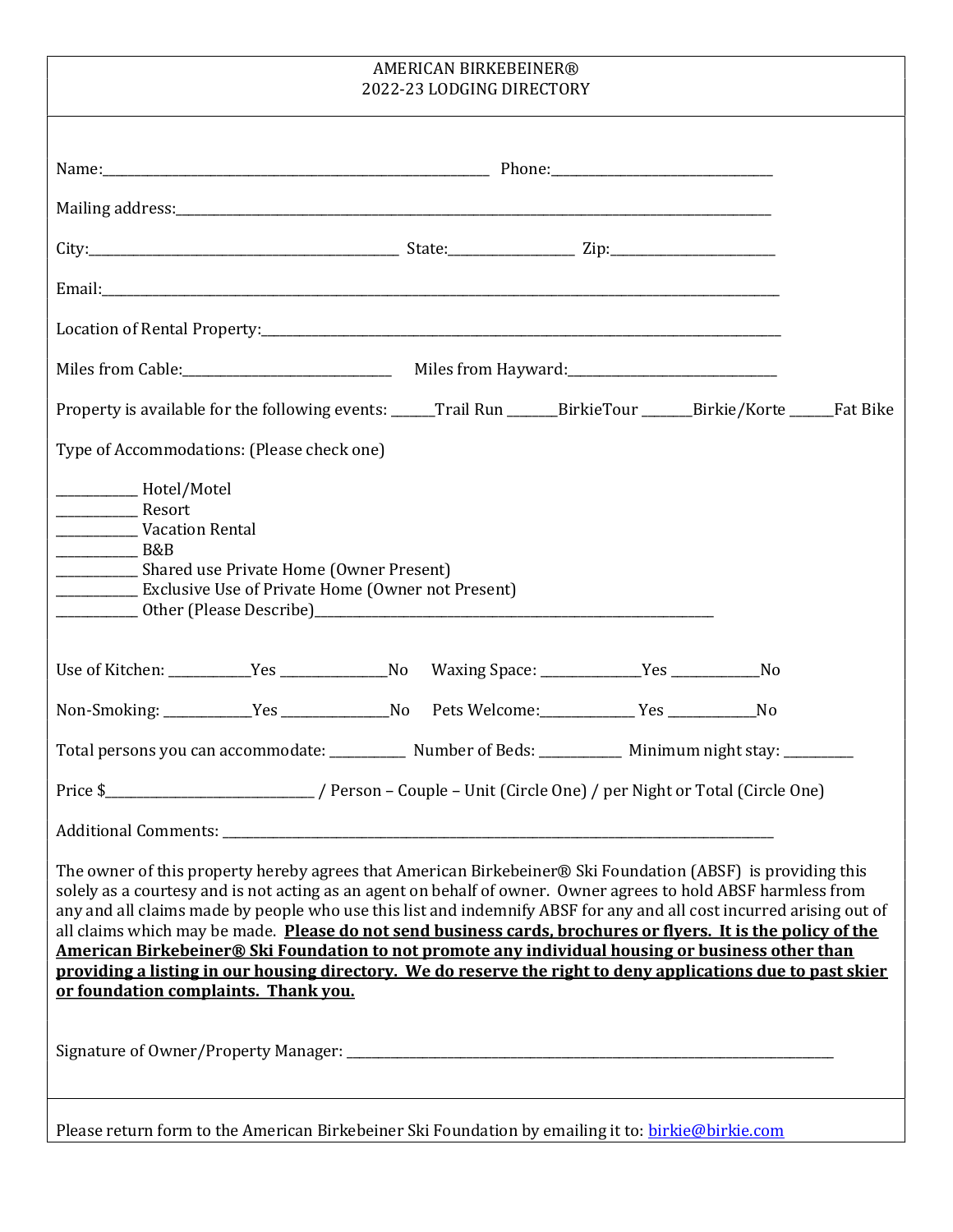AMERICAN BIRKEBEINER®
2022-23 LODGING DIRECTORY

Name:_______________________________________________ Phone:_______________________________

Mailing address:_____________________________________________________________________________

City:___________________________________________ State:_________________ Zip:________________________

Email:_________________________________________________________________________________________

Location of Rental Property:_____________________________________________________________________

Miles from Cable:______________________________ Miles from Hayward:______________________________

Property is available for the following events: ______Trail Run _______BirkieTour _______Birkie/Korte ______Fat Bike

Type of Accommodations: (Please check one)

___________ Hotel/Motel
___________ Resort
___________ Vacation Rental
___________ B&B
___________ Shared use Private Home (Owner Present)
___________ Exclusive Use of Private Home (Owner not Present)
___________ Other (Please Describe)_________________________________________________________

Use of Kitchen: ___________Yes ______________No Waxing Space: ______________Yes ____________No

Non-Smoking: ____________Yes ______________No Pets Welcome:_____________ Yes ____________No

Total persons you can accommodate: __________ Number of Beds: ___________ Minimum night stay: _________

Price $_____________________________ / Person – Couple – Unit (Circle One) / per Night or Total (Circle One)

Additional Comments: _________________________________________________________________________

The owner of this property hereby agrees that American Birkebeiner® Ski Foundation (ABSF) is providing this solely as a courtesy and is not acting as an agent on behalf of owner. Owner agrees to hold ABSF harmless from any and all claims made by people who use this list and indemnify ABSF for any and all cost incurred arising out of all claims which may be made. **Please do not send business cards, brochures or flyers. It is the policy of the American Birkebeiner® Ski Foundation to not promote any individual housing or business other than providing a listing in our housing directory. We do reserve the right to deny applications due to past skier or foundation complaints. Thank you.**

Signature of Owner/Property Manager: ____________________________________________________________

Please return form to the American Birkebeiner Ski Foundation by emailing it to: birkie@birkie.com